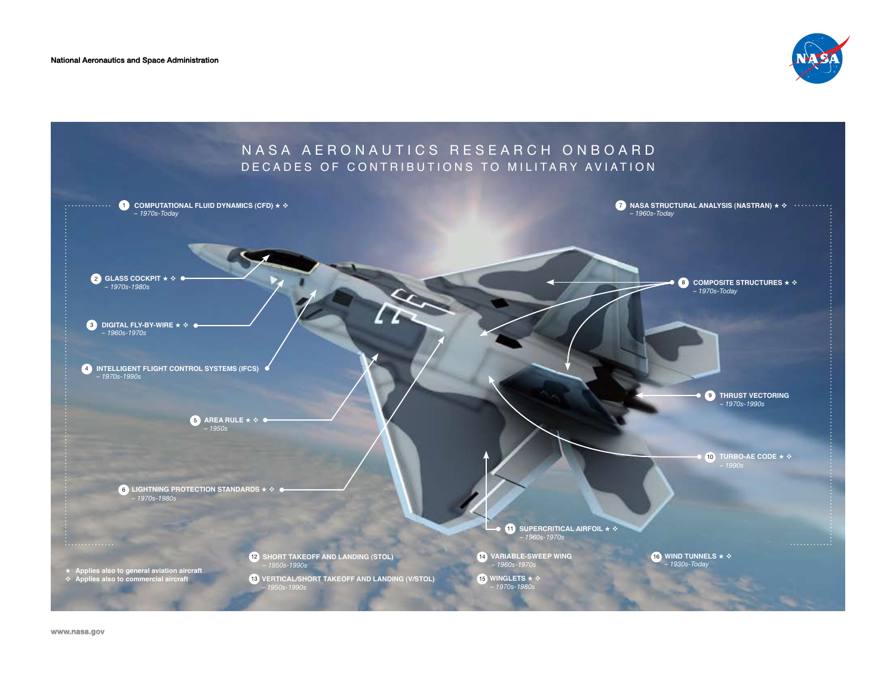National Aeronautics and Space Administration

# NASA AERONAUTICS RESEARCH ONBOARD

## DECADES OF CONTRIBUTIONS TO MILITARY AVIATION

1. **COMPUTATIONAL FLUID DYNAMICS (CFD) ★ ❖** – *1970s-Today*
2. **GLASS COCKPIT ★ ❖** – *1970s-1980s*
3. **DIGITAL FLY-BY-WIRE ★ ❖** – *1960s-1970s*
4. **INTELLIGENT FLIGHT CONTROL SYSTEMS (IFCS)** – *1970s-1990s*
5. **AREA RULE ★ ❖** – *1950s*
6. **LIGHTNING PROTECTION STANDARDS ★ ❖** – *1970s-1980s*
7. **NASA STRUCTURAL ANALYSIS (NASTRAN) ★ ❖** – *1960s-Today*
8. **COMPOSITE STRUCTURES ★ ❖** – *1970s-Today*
9. **THRUST VECTORING** – *1970s-1990s*
10. **TURBO-AE CODE ★ ❖** – *1990s*
11. **SUPERCRITICAL AIRFOIL ★ ❖** – *1960s-1970s*
12. **SHORT TAKEOFF AND LANDING (STOL)** – *1950s-1990s*
13. **VERTICAL/SHORT TAKEOFF AND LANDING (V/STOL)** – *1950s-1990s*
14. **VARIABLE-SWEEP WING** – *1960s-1970s*
15. **WINGLETS ★ ❖** – *1970s-1980s*
16. **WIND TUNNELS ★ ❖** – *1930s-Today*

★ Applies also to general aviation aircraft
❖ Applies also to commercial aircraft

www.nasa.gov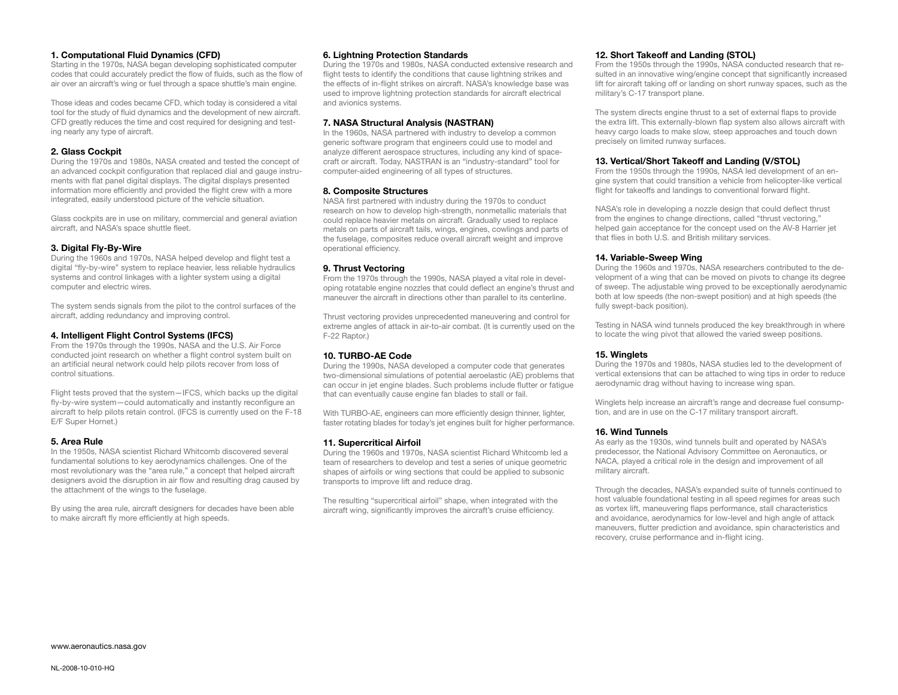### 1. Computational Fluid Dynamics (CFD)

Starting in the 1970s, NASA began developing sophisticated computer codes that could accurately predict the flow of fluids, such as the flow of air over an aircraft's wing or fuel through a space shuttle's main engine.

Those ideas and codes became CFD, which today is considered a vital tool for the study of fluid dynamics and the development of new aircraft. CFD greatly reduces the time and cost required for designing and testing nearly any type of aircraft.

### 2. Glass Cockpit

During the 1970s and 1980s, NASA created and tested the concept of an advanced cockpit configuration that replaced dial and gauge instruments with flat panel digital displays. The digital displays presented information more efficiently and provided the flight crew with a more integrated, easily understood picture of the vehicle situation.

Glass cockpits are in use on military, commercial and general aviation aircraft, and NASA's space shuttle fleet.

### 3. Digital Fly-By-Wire

During the 1960s and 1970s, NASA helped develop and flight test a digital "fly-by-wire" system to replace heavier, less reliable hydraulics systems and control linkages with a lighter system using a digital computer and electric wires.

The system sends signals from the pilot to the control surfaces of the aircraft, adding redundancy and improving control.

### 4. Intelligent Flight Control Systems (IFCS)

From the 1970s through the 1990s, NASA and the U.S. Air Force conducted joint research on whether a flight control system built on an artificial neural network could help pilots recover from loss of control situations.

Flight tests proved that the system—IFCS, which backs up the digital fly-by-wire system—could automatically and instantly reconfigure an aircraft to help pilots retain control. (IFCS is currently used on the F-18 E/F Super Hornet.)

### 5. Area Rule

In the 1950s, NASA scientist Richard Whitcomb discovered several fundamental solutions to key aerodynamics challenges. One of the most revolutionary was the "area rule," a concept that helped aircraft designers avoid the disruption in air flow and resulting drag caused by the attachment of the wings to the fuselage.

By using the area rule, aircraft designers for decades have been able to make aircraft fly more efficiently at high speeds.

### 6. Lightning Protection Standards

During the 1970s and 1980s, NASA conducted extensive research and flight tests to identify the conditions that cause lightning strikes and the effects of in-flight strikes on aircraft. NASA's knowledge base was used to improve lightning protection standards for aircraft electrical and avionics systems.

### 7. NASA Structural Analysis (NASTRAN)

In the 1960s, NASA partnered with industry to develop a common generic software program that engineers could use to model and analyze different aerospace structures, including any kind of spacecraft or aircraft. Today, NASTRAN is an "industry-standard" tool for computer-aided engineering of all types of structures.

### 8. Composite Structures

NASA first partnered with industry during the 1970s to conduct research on how to develop high-strength, nonmetallic materials that could replace heavier metals on aircraft. Gradually used to replace metals on parts of aircraft tails, wings, engines, cowlings and parts of the fuselage, composites reduce overall aircraft weight and improve operational efficiency.

### 9. Thrust Vectoring

From the 1970s through the 1990s, NASA played a vital role in developing rotatable engine nozzles that could deflect an engine's thrust and maneuver the aircraft in directions other than parallel to its centerline.

Thrust vectoring provides unprecedented maneuvering and control for extreme angles of attack in air-to-air combat. (It is currently used on the F-22 Raptor.)

### 10. TURBO-AE Code

During the 1990s, NASA developed a computer code that generates two-dimensional simulations of potential aeroelastic (AE) problems that can occur in jet engine blades. Such problems include flutter or fatigue that can eventually cause engine fan blades to stall or fail.

With TURBO-AE, engineers can more efficiently design thinner, lighter, faster rotating blades for today's jet engines built for higher performance.

### 11. Supercritical Airfoil

During the 1960s and 1970s, NASA scientist Richard Whitcomb led a team of researchers to develop and test a series of unique geometric shapes of airfoils or wing sections that could be applied to subsonic transports to improve lift and reduce drag.

The resulting "supercritical airfoil" shape, when integrated with the aircraft wing, significantly improves the aircraft's cruise efficiency.

### 12. Short Takeoff and Landing (STOL)

From the 1950s through the 1990s, NASA conducted research that resulted in an innovative wing/engine concept that significantly increased lift for aircraft taking off or landing on short runway spaces, such as the military's C-17 transport plane.

The system directs engine thrust to a set of external flaps to provide the extra lift. This externally-blown flap system also allows aircraft with heavy cargo loads to make slow, steep approaches and touch down precisely on limited runway surfaces.

### 13. Vertical/Short Takeoff and Landing (V/STOL)

From the 1950s through the 1990s, NASA led development of an engine system that could transition a vehicle from helicopter-like vertical flight for takeoffs and landings to conventional forward flight.

NASA's role in developing a nozzle design that could deflect thrust from the engines to change directions, called "thrust vectoring," helped gain acceptance for the concept used on the AV-8 Harrier jet that flies in both U.S. and British military services.

### 14. Variable-Sweep Wing

During the 1960s and 1970s, NASA researchers contributed to the development of a wing that can be moved on pivots to change its degree of sweep. The adjustable wing proved to be exceptionally aerodynamic both at low speeds (the non-swept position) and at high speeds (the fully swept-back position).

Testing in NASA wind tunnels produced the key breakthrough in where to locate the wing pivot that allowed the varied sweep positions.

### 15. Winglets

During the 1970s and 1980s, NASA studies led to the development of vertical extensions that can be attached to wing tips in order to reduce aerodynamic drag without having to increase wing span.

Winglets help increase an aircraft's range and decrease fuel consumption, and are in use on the C-17 military transport aircraft.

### 16. Wind Tunnels

As early as the 1930s, wind tunnels built and operated by NASA's predecessor, the National Advisory Committee on Aeronautics, or NACA, played a critical role in the design and improvement of all military aircraft.

Through the decades, NASA's expanded suite of tunnels continued to host valuable foundational testing in all speed regimes for areas such as vortex lift, maneuvering flaps performance, stall characteristics and avoidance, aerodynamics for low-level and high angle of attack maneuvers, flutter prediction and avoidance, spin characteristics and recovery, cruise performance and in-flight icing.

www.aeronautics.nasa.gov

NL-2008-10-010-HQ